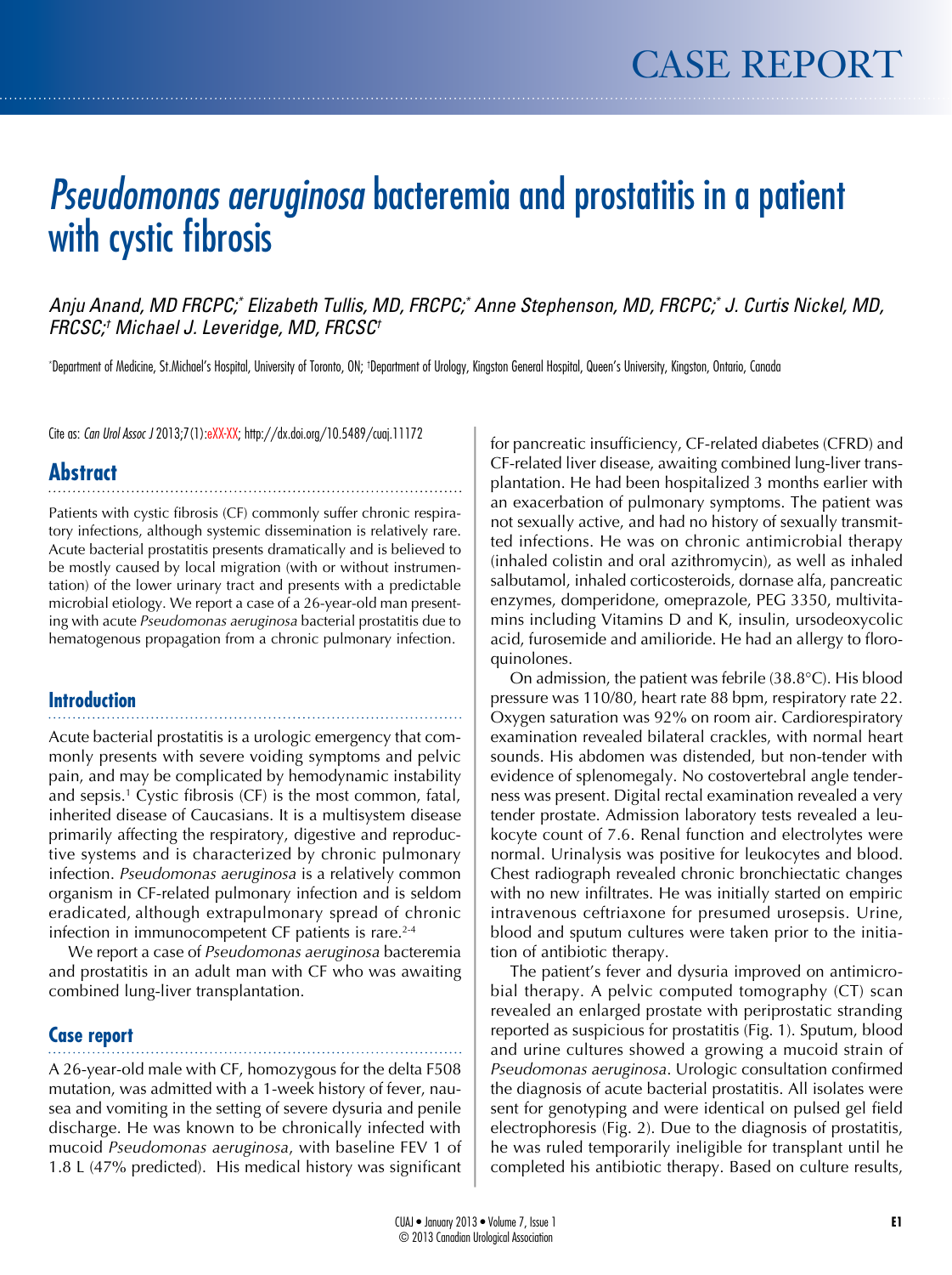# CASE REPORT

# *Pseudomonas aeruginosa* bacteremia and prostatitis in a patient with cystic fibrosis

*Anju Anand, MD FRCPC;[*] Elizabeth Tullis, MD, FRCPC;[*] Anne Stephenson, MD, FRCPC;[*] J. Curtis Nickel, MD, FRCSC;[†] Michael J. Leveridge, MD, FRCSC[†]*

[*]Department of Medicine, St.Michael's Hospital, University of Toronto, ON; [†]Department of Urology, Kingston General Hospital, Queen's University, Kingston, Ontario, Canada

Cite as: *Can Urol Assoc J* 2013;7(1):eXX-XX; http://dx.doi.org/10.5489/cuaj.11172

## Abstract

Patients with cystic fibrosis (CF) commonly suffer chronic respiratory infections, although systemic dissemination is relatively rare. Acute bacterial prostatitis presents dramatically and is believed to be mostly caused by local migration (with or without instrumentation) of the lower urinary tract and presents with a predictable microbial etiology. We report a case of a 26-year-old man presenting with acute *Pseudomonas aeruginosa* bacterial prostatitis due to hematogenous propagation from a chronic pulmonary infection.

## Introduction

Acute bacterial prostatitis is a urologic emergency that commonly presents with severe voiding symptoms and pelvic pain, and may be complicated by hemodynamic instability and sepsis.[1] Cystic fibrosis (CF) is the most common, fatal, inherited disease of Caucasians. It is a multisystem disease primarily affecting the respiratory, digestive and reproductive systems and is characterized by chronic pulmonary infection. *Pseudomonas aeruginosa* is a relatively common organism in CF-related pulmonary infection and is seldom eradicated, although extrapulmonary spread of chronic infection in immunocompetent CF patients is rare.[2-4]

We report a case of *Pseudomonas aeruginosa* bacteremia and prostatitis in an adult man with CF who was awaiting combined lung-liver transplantation.

## Case report

A 26-year-old male with CF, homozygous for the delta F508 mutation, was admitted with a 1-week history of fever, nausea and vomiting in the setting of severe dysuria and penile discharge. He was known to be chronically infected with mucoid *Pseudomonas aeruginosa*, with baseline FEV 1 of 1.8 L (47% predicted). His medical history was significant for pancreatic insufficiency, CF-related diabetes (CFRD) and CF-related liver disease, awaiting combined lung-liver transplantation. He had been hospitalized 3 months earlier with an exacerbation of pulmonary symptoms. The patient was not sexually active, and had no history of sexually transmitted infections. He was on chronic antimicrobial therapy (inhaled colistin and oral azithromycin), as well as inhaled salbutamol, inhaled corticosteroids, dornase alfa, pancreatic enzymes, domperidone, omeprazole, PEG 3350, multivitamins including Vitamins D and K, insulin, ursodeoxycolic acid, furosemide and amilioride. He had an allergy to floroquinolones.

On admission, the patient was febrile (38.8°C). His blood pressure was 110/80, heart rate 88 bpm, respiratory rate 22. Oxygen saturation was 92% on room air. Cardiorespiratory examination revealed bilateral crackles, with normal heart sounds. His abdomen was distended, but non-tender with evidence of splenomegaly. No costovertebral angle tenderness was present. Digital rectal examination revealed a very tender prostate. Admission laboratory tests revealed a leukocyte count of 7.6. Renal function and electrolytes were normal. Urinalysis was positive for leukocytes and blood. Chest radiograph revealed chronic bronchiectatic changes with no new infiltrates. He was initially started on empiric intravenous ceftriaxone for presumed urosepsis. Urine, blood and sputum cultures were taken prior to the initiation of antibiotic therapy.

The patient's fever and dysuria improved on antimicrobial therapy. A pelvic computed tomography (CT) scan revealed an enlarged prostate with periprostatic stranding reported as suspicious for prostatitis (Fig. 1). Sputum, blood and urine cultures showed a growing a mucoid strain of *Pseudomonas aeruginosa*. Urologic consultation confirmed the diagnosis of acute bacterial prostatitis. All isolates were sent for genotyping and were identical on pulsed gel field electrophoresis (Fig. 2). Due to the diagnosis of prostatitis, he was ruled temporarily ineligible for transplant until he completed his antibiotic therapy. Based on culture results,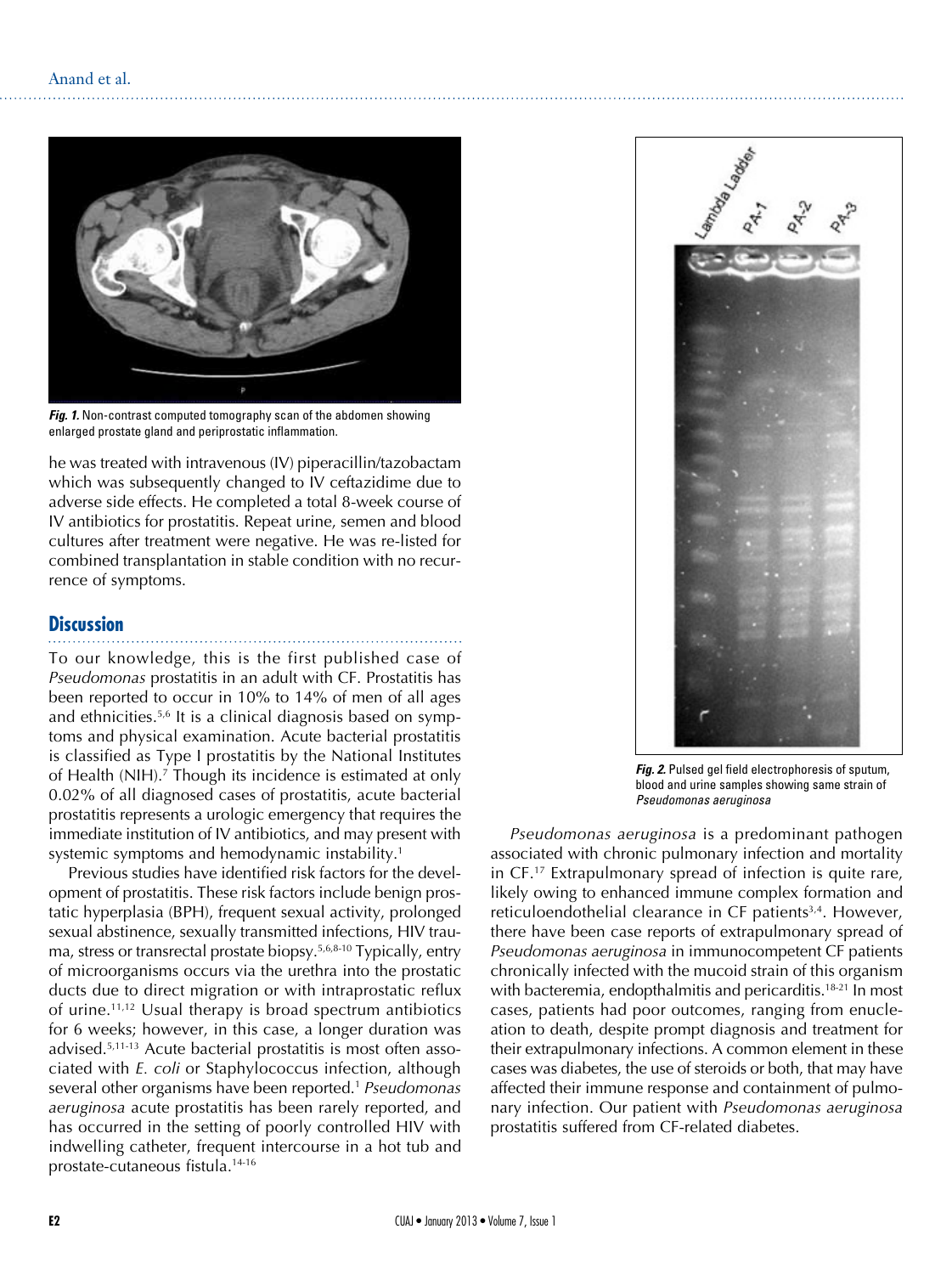*Fig. 1.* Non-contrast computed tomography scan of the abdomen showing enlarged prostate gland and periprostatic inflammation.

he was treated with intravenous (IV) piperacillin/tazobactam which was subsequently changed to IV ceftazidime due to adverse side effects. He completed a total 8-week course of IV antibiotics for prostatitis. Repeat urine, semen and blood cultures after treatment were negative. He was re-listed for combined transplantation in stable condition with no recurrence of symptoms.

## Discussion

To our knowledge, this is the first published case of *Pseudomonas* prostatitis in an adult with CF. Prostatitis has been reported to occur in 10% to 14% of men of all ages and ethnicities.[5,6] It is a clinical diagnosis based on symptoms and physical examination. Acute bacterial prostatitis is classified as Type I prostatitis by the National Institutes of Health (NIH).[7] Though its incidence is estimated at only 0.02% of all diagnosed cases of prostatitis, acute bacterial prostatitis represents a urologic emergency that requires the immediate institution of IV antibiotics, and may present with systemic symptoms and hemodynamic instability.[1]

Previous studies have identified risk factors for the development of prostatitis. These risk factors include benign prostatic hyperplasia (BPH), frequent sexual activity, prolonged sexual abstinence, sexually transmitted infections, HIV trauma, stress or transrectal prostate biopsy.[5,6,8-10] Typically, entry of microorganisms occurs via the urethra into the prostatic ducts due to direct migration or with intraprostatic reflux of urine.[11,12] Usual therapy is broad spectrum antibiotics for 6 weeks; however, in this case, a longer duration was advised.[5,11-13] Acute bacterial prostatitis is most often associated with *E. coli* or Staphylococcus infection, although several other organisms have been reported.[1] *Pseudomonas aeruginosa* acute prostatitis has been rarely reported, and has occurred in the setting of poorly controlled HIV with indwelling catheter, frequent intercourse in a hot tub and prostate-cutaneous fistula.[14-16]

*Fig. 2.* Pulsed gel field electrophoresis of sputum, blood and urine samples showing same strain of *Pseudomonas aeruginosa*

*Pseudomonas aeruginosa* is a predominant pathogen associated with chronic pulmonary infection and mortality in CF.[17] Extrapulmonary spread of infection is quite rare, likely owing to enhanced immune complex formation and reticuloendothelial clearance in CF patients[3,4]. However, there have been case reports of extrapulmonary spread of *Pseudomonas aeruginosa* in immunocompetent CF patients chronically infected with the mucoid strain of this organism with bacteremia, endopthalmitis and pericarditis.[18-21] In most cases, patients had poor outcomes, ranging from enucleation to death, despite prompt diagnosis and treatment for their extrapulmonary infections. A common element in these cases was diabetes, the use of steroids or both, that may have affected their immune response and containment of pulmonary infection. Our patient with *Pseudomonas aeruginosa* prostatitis suffered from CF-related diabetes.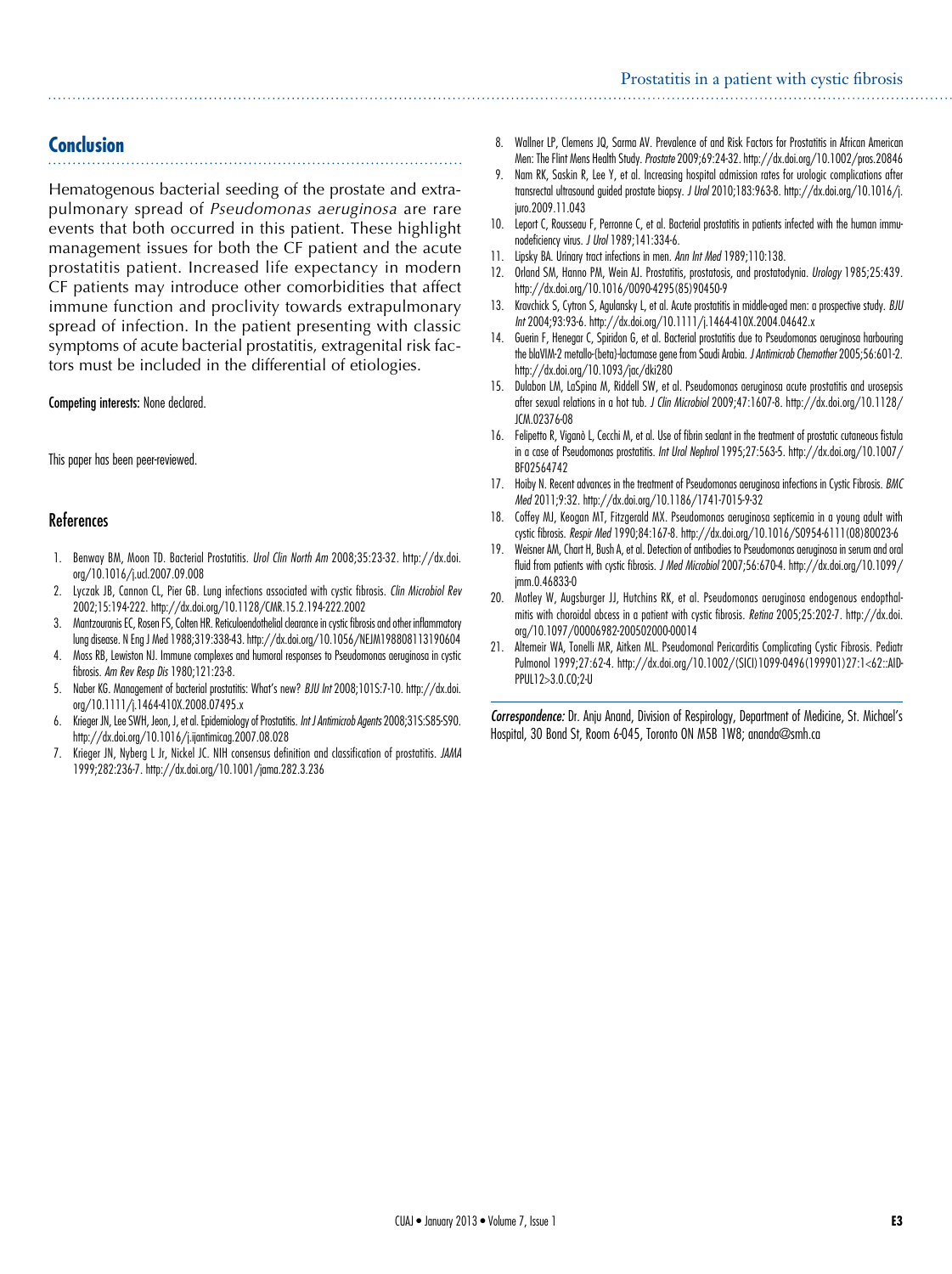## Conclusion

Hematogenous bacterial seeding of the prostate and extrapulmonary spread of *Pseudomonas aeruginosa* are rare events that both occurred in this patient. These highlight management issues for both the CF patient and the acute prostatitis patient. Increased life expectancy in modern CF patients may introduce other comorbidities that affect immune function and proclivity towards extrapulmonary spread of infection. In the patient presenting with classic symptoms of acute bacterial prostatitis, extragenital risk factors must be included in the differential of etiologies.

**Competing interests:** None declared.

This paper has been peer-reviewed.

## References

1. Benway BM, Moon TD. Bacterial Prostatitis. *Urol Clin North Am* 2008;35:23-32. http://dx.doi.org/10.1016/j.ucl.2007.09.008
2. Lyczak JB, Cannon CL, Pier GB. Lung infections associated with cystic fibrosis. *Clin Microbiol Rev* 2002;15:194-222. http://dx.doi.org/10.1128/CMR.15.2.194-222.2002
3. Mantzouranis EC, Rosen FS, Colten HR. Reticuloendothelial clearance in cystic fibrosis and other inflammatory lung disease. N Eng J Med 1988;319:338-43. http://dx.doi.org/10.1056/NEJM198808113190604
4. Moss RB, Lewiston NJ. Immune complexes and humoral responses to Pseudomonas aeruginosa in cystic fibrosis. *Am Rev Resp Dis* 1980;121:23-8.
5. Naber KG. Management of bacterial prostatitis: What's new? *BJU Int* 2008;101S:7-10. http://dx.doi.org/10.1111/j.1464-410X.2008.07495.x
6. Krieger JN, Lee SWH, Jeon, J, et al. Epidemiology of Prostatitis. *Int J Antimicrob Agents* 2008;31S:S85-S90. http://dx.doi.org/10.1016/j.ijantimicag.2007.08.028
7. Krieger JN, Nyberg L Jr, Nickel JC. NIH consensus definition and classification of prostatitis. *JAMA* 1999;282:236-7. http://dx.doi.org/10.1001/jama.282.3.236
8. Wallner LP, Clemens JQ, Sarma AV. Prevalence of and Risk Factors for Prostatitis in African American Men: The Flint Mens Health Study. *Prostate* 2009;69:24-32. http://dx.doi.org/10.1002/pros.20846
9. Nam RK, Saskin R, Lee Y, et al. Increasing hospital admission rates for urologic complications after transrectal ultrasound guided prostate biopsy. *J Urol* 2010;183:963-8. http://dx.doi.org/10.1016/j.juro.2009.11.043
10. Leport C, Rousseau F, Perronne C, et al. Bacterial prostatitis in patients infected with the human immunodeficiency virus. *J Urol* 1989;141:334-6.
11. Lipsky BA. Urinary tract infections in men. *Ann Int Med* 1989;110:138.
12. Orland SM, Hanno PM, Wein AJ. Prostatitis, prostatosis, and prostatodynia. *Urology* 1985;25:439. http://dx.doi.org/10.1016/0090-4295(85)90450-9
13. Kravchick S, Cytron S, Agulansky L, et al. Acute prostatitis in middle-aged men: a prospective study. *BJU Int* 2004;93:93-6. http://dx.doi.org/10.1111/j.1464-410X.2004.04642.x
14. Guerin F, Henegar C, Spiridon G, et al. Bacterial prostatitis due to Pseudomonas aeruginosa harbouring the blaVIM-2 metallo-{beta}-lactamase gene from Saudi Arabia. *J Antimicrob Chemother* 2005;56:601-2. http://dx.doi.org/10.1093/jac/dki280
15. Dulabon LM, LaSpina M, Riddell SW, et al. Pseudomonas aeruginosa acute prostatitis and urosepsis after sexual relations in a hot tub. *J Clin Microbiol* 2009;47:1607-8. http://dx.doi.org/10.1128/JCM.02376-08
16. Felipetto R, Viganò L, Cecchi M, et al. Use of fibrin sealant in the treatment of prostatic cutaneous fistula in a case of Pseudomonas prostatitis. *Int Urol Nephrol* 1995;27:563-5. http://dx.doi.org/10.1007/BF02564742
17. Hoiby N. Recent advances in the treatment of Pseudomonas aeruginosa infections in Cystic Fibrosis. *BMC Med* 2011;9:32. http://dx.doi.org/10.1186/1741-7015-9-32
18. Coffey MJ, Keogan MT, Fitzgerald MX. Pseudomonas aeruginosa septicemia in a young adult with cystic fibrosis. *Respir Med* 1990;84:167-8. http://dx.doi.org/10.1016/S0954-6111(08)80023-6
19. Weisner AM, Chart H, Bush A, et al. Detection of antibodies to Pseudomonas aeruginosa in serum and oral fluid from patients with cystic fibrosis. *J Med Microbiol* 2007;56:670-4. http://dx.doi.org/10.1099/jmm.0.46833-0
20. Motley W, Augsburger JJ, Hutchins RK, et al. Pseudomonas aeruginosa endogenous endopthalmitis with choroidal abscess in a patient with cystic fibrosis. *Retina* 2005;25:202-7. http://dx.doi.org/10.1097/00006982-200502000-00014
21. Altemeir WA, Tonelli MR, Aitken ML. Pseudomonal Pericarditis Complicating Cystic Fibrosis. Pediatr Pulmonol 1999;27:62-4. http://dx.doi.org/10.1002/(SICI)1099-0496(199901)27:1<62::AID-PPUL12>3.0.CO;2-U

***Correspondence:*** Dr. Anju Anand, Division of Respirology, Department of Medicine, St. Michael's Hospital, 30 Bond St, Room 6-045, Toronto ON M5B 1W8; ananda@smh.ca